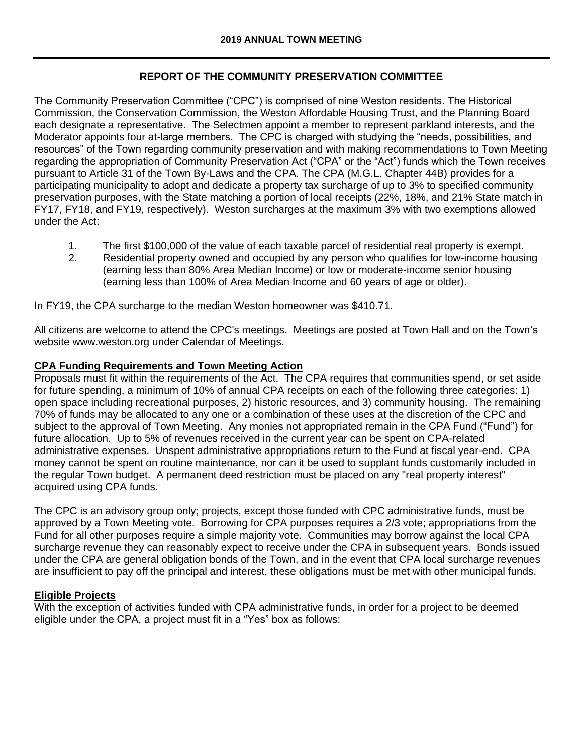# 2019 ANNUAL TOWN MEETING

## REPORT OF THE COMMUNITY PRESERVATION COMMITTEE

The Community Preservation Committee ("CPC") is comprised of nine Weston residents. The Historical Commission, the Conservation Commission, the Weston Affordable Housing Trust, and the Planning Board each designate a representative. The Selectmen appoint a member to represent parkland interests, and the Moderator appoints four at-large members. The CPC is charged with studying the "needs, possibilities, and resources" of the Town regarding community preservation and with making recommendations to Town Meeting regarding the appropriation of Community Preservation Act ("CPA" or the "Act") funds which the Town receives pursuant to Article 31 of the Town By-Laws and the CPA. The CPA (M.G.L. Chapter 44B) provides for a participating municipality to adopt and dedicate a property tax surcharge of up to 3% to specified community preservation purposes, with the State matching a portion of local receipts (22%, 18%, and 21% State match in FY17, FY18, and FY19, respectively). Weston surcharges at the maximum 3% with two exemptions allowed under the Act:

1. The first $100,000 of the value of each taxable parcel of residential real property is exempt.
2. Residential property owned and occupied by any person who qualifies for low-income housing (earning less than 80% Area Median Income) or low or moderate-income senior housing (earning less than 100% of Area Median Income and 60 years of age or older).

In FY19, the CPA surcharge to the median Weston homeowner was $410.71.

All citizens are welcome to attend the CPC's meetings. Meetings are posted at Town Hall and on the Town's website www.weston.org under Calendar of Meetings.

### CPA Funding Requirements and Town Meeting Action

Proposals must fit within the requirements of the Act. The CPA requires that communities spend, or set aside for future spending, a minimum of 10% of annual CPA receipts on each of the following three categories: 1) open space including recreational purposes, 2) historic resources, and 3) community housing. The remaining 70% of funds may be allocated to any one or a combination of these uses at the discretion of the CPC and subject to the approval of Town Meeting. Any monies not appropriated remain in the CPA Fund ("Fund") for future allocation. Up to 5% of revenues received in the current year can be spent on CPA-related administrative expenses. Unspent administrative appropriations return to the Fund at fiscal year-end. CPA money cannot be spent on routine maintenance, nor can it be used to supplant funds customarily included in the regular Town budget. A permanent deed restriction must be placed on any "real property interest" acquired using CPA funds.

The CPC is an advisory group only; projects, except those funded with CPC administrative funds, must be approved by a Town Meeting vote. Borrowing for CPA purposes requires a 2/3 vote; appropriations from the Fund for all other purposes require a simple majority vote. Communities may borrow against the local CPA surcharge revenue they can reasonably expect to receive under the CPA in subsequent years. Bonds issued under the CPA are general obligation bonds of the Town, and in the event that CPA local surcharge revenues are insufficient to pay off the principal and interest, these obligations must be met with other municipal funds.

### Eligible Projects

With the exception of activities funded with CPA administrative funds, in order for a project to be deemed eligible under the CPA, a project must fit in a "Yes" box as follows: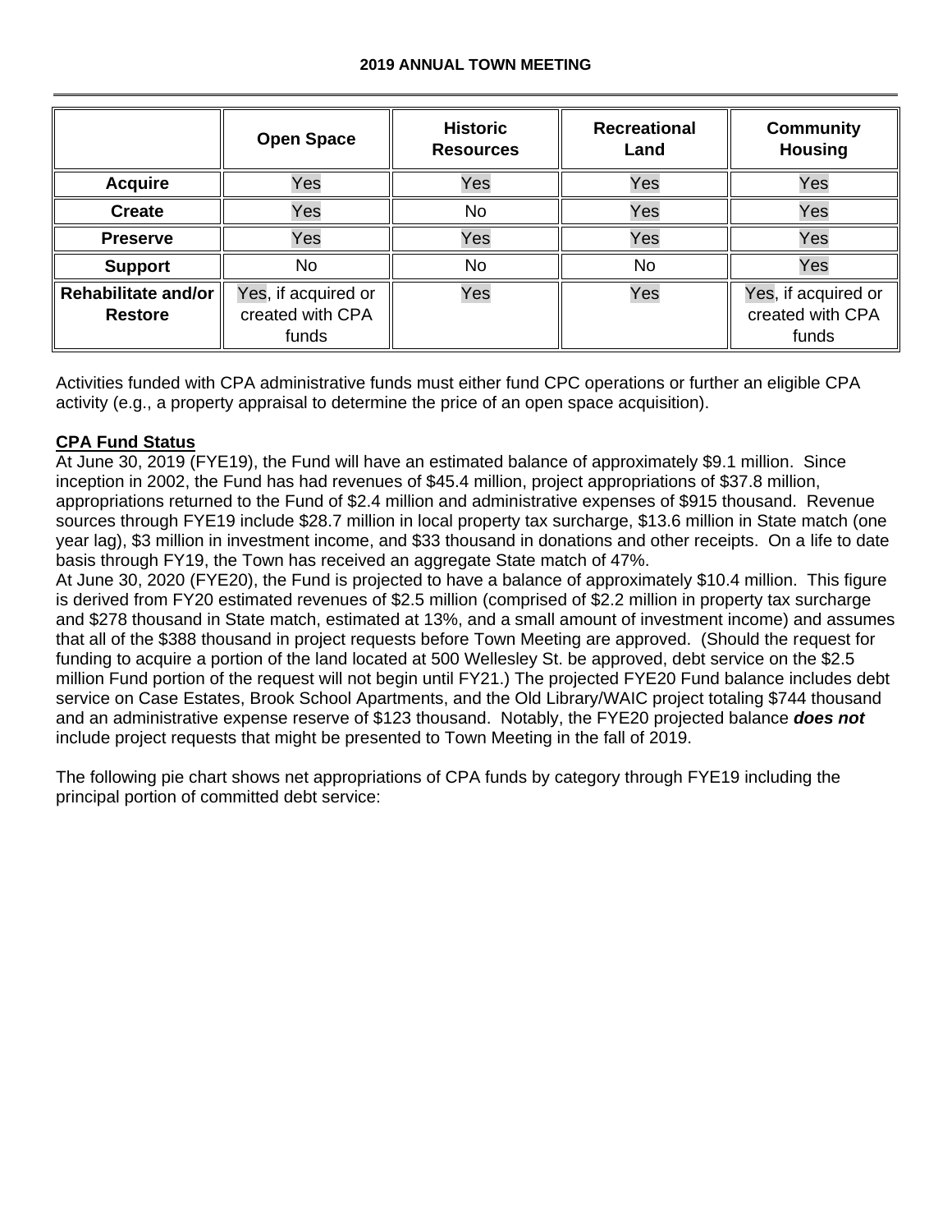|  | Open Space | Historic Resources | Recreational Land | Community Housing |
|---|---|---|---|---|
| **Acquire** | Yes | Yes | Yes | Yes |
| **Create** | Yes | No | Yes | Yes |
| **Preserve** | Yes | Yes | Yes | Yes |
| **Support** | No | No | No | Yes |
| **Rehabilitate and/or Restore** | Yes, if acquired or created with CPA funds | Yes | Yes | Yes, if acquired or created with CPA funds |

Activities funded with CPA administrative funds must either fund CPC operations or further an eligible CPA activity (e.g., a property appraisal to determine the price of an open space acquisition).

## CPA Fund Status

At June 30, 2019 (FYE19), the Fund will have an estimated balance of approximately $9.1 million. Since inception in 2002, the Fund has had revenues of $45.4 million, project appropriations of $37.8 million, appropriations returned to the Fund of $2.4 million and administrative expenses of $915 thousand. Revenue sources through FYE19 include $28.7 million in local property tax surcharge, $13.6 million in State match (one year lag), $3 million in investment income, and $33 thousand in donations and other receipts. On a life to date basis through FY19, the Town has received an aggregate State match of 47%.

At June 30, 2020 (FYE20), the Fund is projected to have a balance of approximately $10.4 million. This figure is derived from FY20 estimated revenues of $2.5 million (comprised of $2.2 million in property tax surcharge and $278 thousand in State match, estimated at 13%, and a small amount of investment income) and assumes that all of the $388 thousand in project requests before Town Meeting are approved. (Should the request for funding to acquire a portion of the land located at 500 Wellesley St. be approved, debt service on the $2.5 million Fund portion of the request will not begin until FY21.) The projected FYE20 Fund balance includes debt service on Case Estates, Brook School Apartments, and the Old Library/WAIC project totaling $744 thousand and an administrative expense reserve of $123 thousand. Notably, the FYE20 projected balance ***does not*** include project requests that might be presented to Town Meeting in the fall of 2019.

The following pie chart shows net appropriations of CPA funds by category through FYE19 including the principal portion of committed debt service: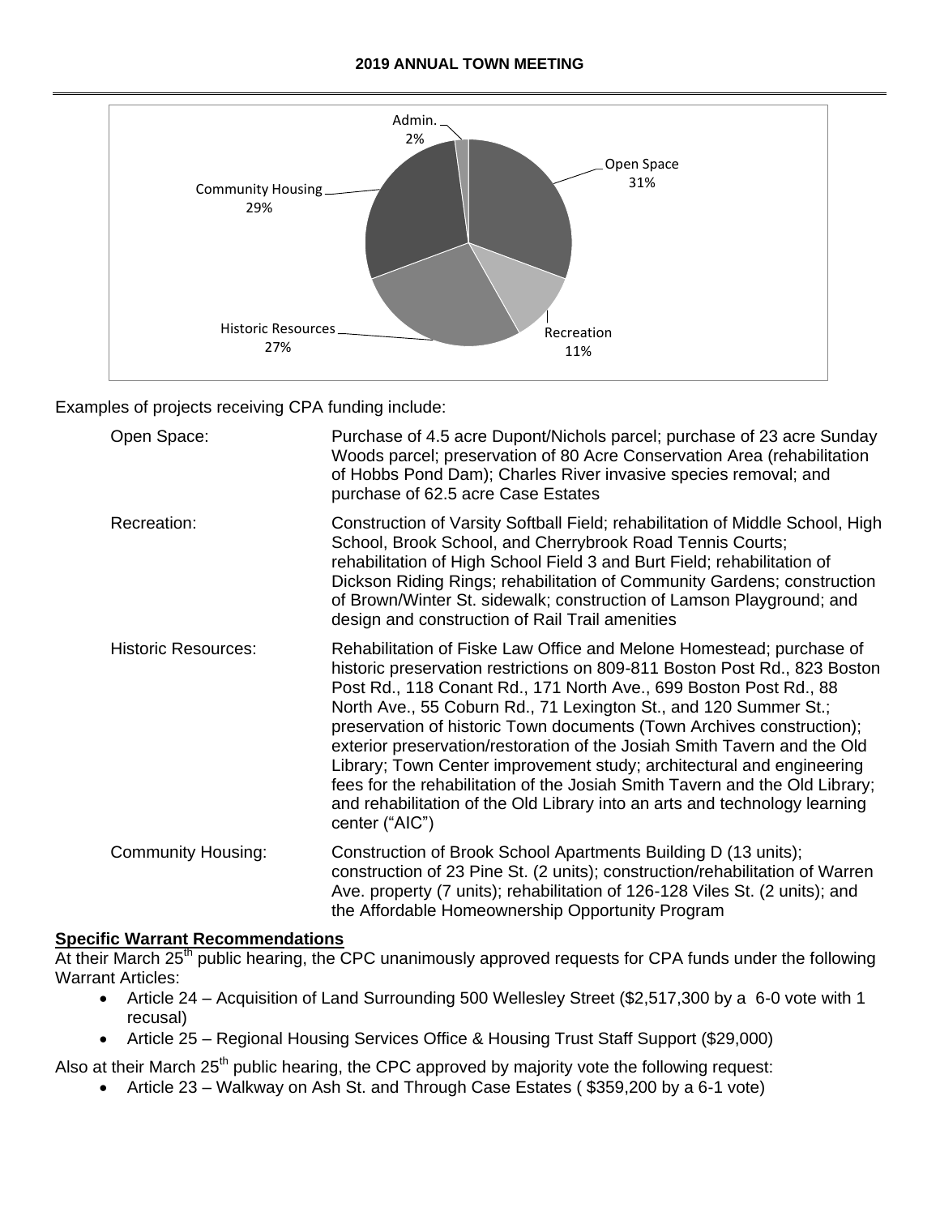Admin.
2%

Open Space
31%

Community Housing
29%

Historic Resources
27%

Recreation
11%

Examples of projects receiving CPA funding include:

| | |
|---|---|
| Open Space: | Purchase of 4.5 acre Dupont/Nichols parcel; purchase of 23 acre Sunday Woods parcel; preservation of 80 Acre Conservation Area (rehabilitation of Hobbs Pond Dam); Charles River invasive species removal; and purchase of 62.5 acre Case Estates |
| Recreation: | Construction of Varsity Softball Field; rehabilitation of Middle School, High School, Brook School, and Cherrybrook Road Tennis Courts; rehabilitation of High School Field 3 and Burt Field; rehabilitation of Dickson Riding Rings; rehabilitation of Community Gardens; construction of Brown/Winter St. sidewalk; construction of Lamson Playground; and design and construction of Rail Trail amenities |
| Historic Resources: | Rehabilitation of Fiske Law Office and Melone Homestead; purchase of historic preservation restrictions on 809-811 Boston Post Rd., 823 Boston Post Rd., 118 Conant Rd., 171 North Ave., 699 Boston Post Rd., 88 North Ave., 55 Coburn Rd., 71 Lexington St., and 120 Summer St.; preservation of historic Town documents (Town Archives construction); exterior preservation/restoration of the Josiah Smith Tavern and the Old Library; Town Center improvement study; architectural and engineering fees for the rehabilitation of the Josiah Smith Tavern and the Old Library; and rehabilitation of the Old Library into an arts and technology learning center ("AIC") |
| Community Housing: | Construction of Brook School Apartments Building D (13 units); construction of 23 Pine St. (2 units); construction/rehabilitation of Warren Ave. property (7 units); rehabilitation of 126-128 Viles St. (2 units); and the Affordable Homeownership Opportunity Program |

**Specific Warrant Recommendations**

At their March 25th public hearing, the CPC unanimously approved requests for CPA funds under the following Warrant Articles:

- Article 24 – Acquisition of Land Surrounding 500 Wellesley Street ($2,517,300 by a 6-0 vote with 1 recusal)
- Article 25 – Regional Housing Services Office & Housing Trust Staff Support ($29,000)

Also at their March 25th public hearing, the CPC approved by majority vote the following request:

- Article 23 – Walkway on Ash St. and Through Case Estates ( $359,200 by a 6-1 vote)